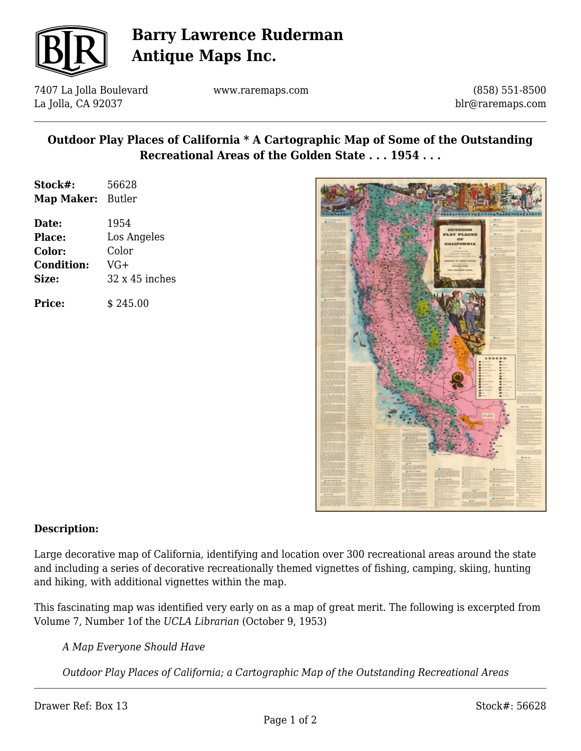# Barry Lawrence Ruderman Antique Maps Inc.

7407 La Jolla Boulevard
La Jolla, CA 92037

www.raremaps.com

(858) 551-8500
blr@raremaps.com

## Outdoor Play Places of California * A Cartographic Map of Some of the Outstanding Recreational Areas of the Golden State . . . 1954 . . .

**Stock#:** 56628
**Map Maker:** Butler

**Date:** 1954
**Place:** Los Angeles
**Color:** Color
**Condition:** VG+
**Size:** 32 x 45 inches

**Price:** $ 245.00

**Description:**

Large decorative map of California, identifying and location over 300 recreational areas around the state and including a series of decorative recreationally themed vignettes of fishing, camping, skiing, hunting and hiking, with additional vignettes within the map.

This fascinating map was identified very early on as a map of great merit. The following is excerpted from Volume 7, Number 1of the *UCLA Librarian* (October 9, 1953)

> *A Map Everyone Should Have*
>
> *Outdoor Play Places of California; a Cartographic Map of the Outstanding Recreational Areas*

Drawer Ref: Box 13

Stock#: 56628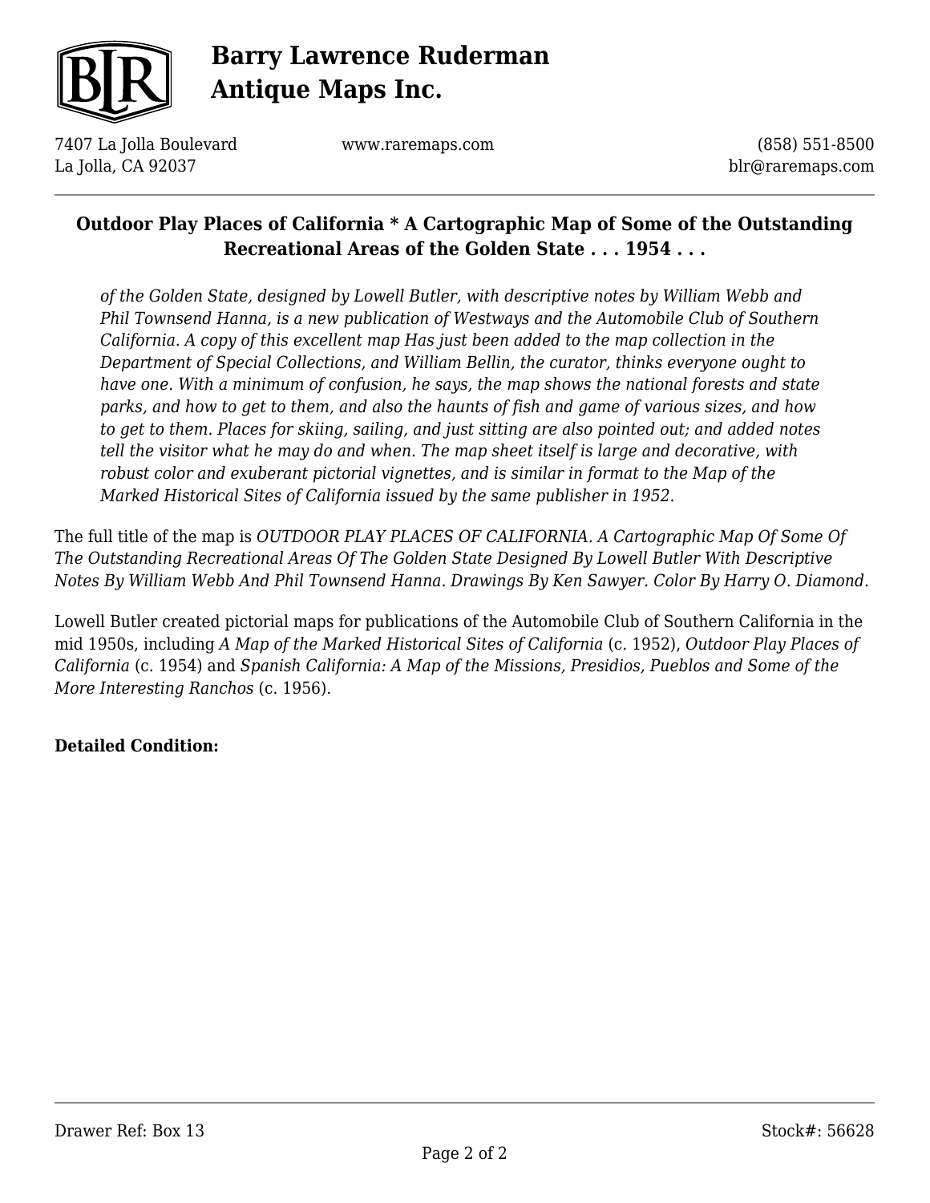**Outdoor Play Places of California * A Cartographic Map of Some of the Outstanding Recreational Areas of the Golden State . . . 1954 . . .**

> *of the Golden State, designed by Lowell Butler, with descriptive notes by William Webb and Phil Townsend Hanna, is a new publication of Westways and the Automobile Club of Southern California. A copy of this excellent map Has just been added to the map collection in the Department of Special Collections, and William Bellin, the curator, thinks everyone ought to have one. With a minimum of confusion, he says, the map shows the national forests and state parks, and how to get to them, and also the haunts of fish and game of various sizes, and how to get to them. Places for skiing, sailing, and just sitting are also pointed out; and added notes tell the visitor what he may do and when. The map sheet itself is large and decorative, with robust color and exuberant pictorial vignettes, and is similar in format to the Map of the Marked Historical Sites of California issued by the same publisher in 1952.*

The full title of the map is *OUTDOOR PLAY PLACES OF CALIFORNIA. A Cartographic Map Of Some Of The Outstanding Recreational Areas Of The Golden State Designed By Lowell Butler With Descriptive Notes By William Webb And Phil Townsend Hanna. Drawings By Ken Sawyer. Color By Harry O. Diamond.*

Lowell Butler created pictorial maps for publications of the Automobile Club of Southern California in the mid 1950s, including *A Map of the Marked Historical Sites of California* (c. 1952), *Outdoor Play Places of California* (c. 1954) and *Spanish California: A Map of the Missions, Presidios, Pueblos and Some of the More Interesting Ranchos* (c. 1956).

**Detailed Condition:**

Drawer Ref: Box 13

Stock#: 56628